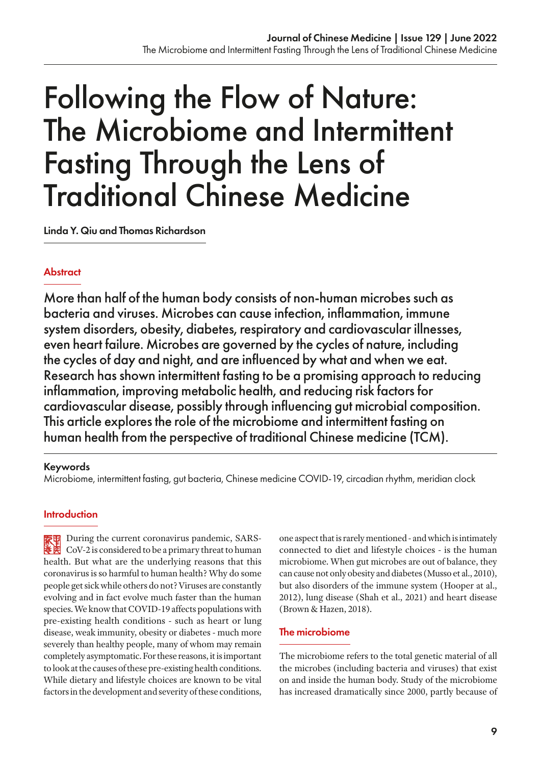# Following the Flow of Nature: The Microbiome and Intermittent Fasting Through the Lens of Traditional Chinese Medicine

**Linda Y. Qiu and Thomas Richardson**

## Abstract

More than half of the human body consists of non-human microbes such as bacteria and viruses. Microbes can cause infection, inflammation, immune system disorders, obesity, diabetes, respiratory and cardiovascular illnesses, even heart failure. Microbes are governed by the cycles of nature, including the cycles of day and night, and are influenced by what and when we eat. Research has shown intermittent fasting to be a promising approach to reducing inflammation, improving metabolic health, and reducing risk factors for cardiovascular disease, possibly through influencing gut microbial composition. This article explores the role of the microbiome and intermittent fasting on human health from the perspective of traditional Chinese medicine (TCM).

**Keywords**

Microbiome, intermittent fasting, gut bacteria, Chinese medicine COVID-19, circadian rhythm, meridian clock

## Introduction

During the current coronavirus pandemic, SARS-CoV-2 is considered to be a primary threat to human health. But what are the underlying reasons that this coronavirus is so harmful to human health? Why do some people get sick while others do not? Viruses are constantly evolving and in fact evolve much faster than the human species. We know that COVID-19 affects populations with pre-existing health conditions - such as heart or lung disease, weak immunity, obesity or diabetes - much more severely than healthy people, many of whom may remain completely asymptomatic. For these reasons, it is important to look at the causes of these pre-existing health conditions. While dietary and lifestyle choices are known to be vital factors in the development and severity of these conditions, one aspect that is rarely mentioned - and which is intimately connected to diet and lifestyle choices - is the human microbiome. When gut microbes are out of balance, they can cause not only obesity and diabetes (Musso et al., 2010), but also disorders of the immune system (Hooper at al., 2012), lung disease (Shah et al., 2021) and heart disease (Brown & Hazen, 2018).

## The microbiome

The microbiome refers to the total genetic material of all the microbes (including bacteria and viruses) that exist on and inside the human body. Study of the microbiome has increased dramatically since 2000, partly because of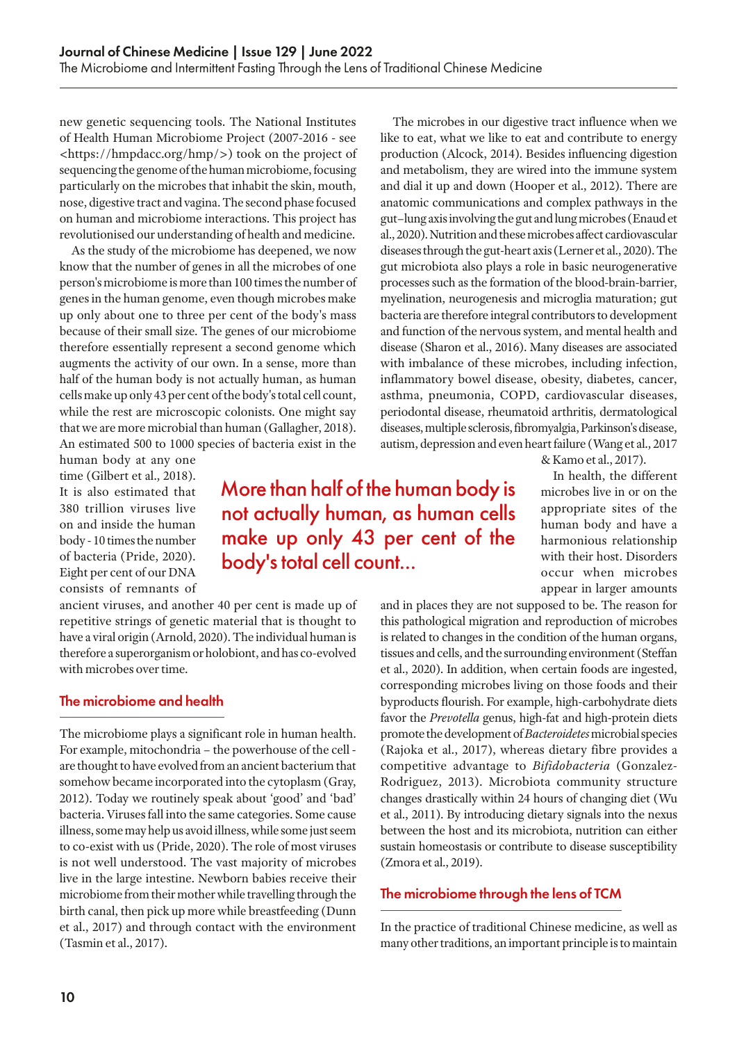new genetic sequencing tools. The National Institutes of Health Human Microbiome Project (2007-2016 - see <https://hmpdacc.org/hmp/>) took on the project of sequencing the genome of the human microbiome, focusing particularly on the microbes that inhabit the skin, mouth, nose, digestive tract and vagina. The second phase focused on human and microbiome interactions. This project has revolutionised our understanding of health and medicine.

As the study of the microbiome has deepened, we now know that the number of genes in all the microbes of one person's microbiome is more than 100 times the number of genes in the human genome, even though microbes make up only about one to three per cent of the body's mass because of their small size. The genes of our microbiome therefore essentially represent a second genome which augments the activity of our own. In a sense, more than half of the human body is not actually human, as human cells make up only 43 per cent of the body's total cell count, while the rest are microscopic colonists. One might say that we are more microbial than human (Gallagher, 2018). An estimated 500 to 1000 species of bacteria exist in the human body at any one time (Gilbert et al., 2018). It is also estimated that 380 trillion viruses live on and inside the human body - 10 times the number of bacteria (Pride, 2020). Eight per cent of our DNA consists of remnants of ancient viruses, and another 40 per cent is made up of repetitive strings of genetic material that is thought to have a viral origin (Arnold, 2020). The individual human is therefore a superorganism or holobiont, and has co-evolved with microbes over time.

> More than half of the human body is not actually human, as human cells make up only 43 per cent of the body's total cell count...

## The microbiome and health

The microbiome plays a significant role in human health. For example, mitochondria – the powerhouse of the cell - are thought to have evolved from an ancient bacterium that somehow became incorporated into the cytoplasm (Gray, 2012). Today we routinely speak about 'good' and 'bad' bacteria. Viruses fall into the same categories. Some cause illness, some may help us avoid illness, while some just seem to co-exist with us (Pride, 2020). The role of most viruses is not well understood. The vast majority of microbes live in the large intestine. Newborn babies receive their microbiome from their mother while travelling through the birth canal, then pick up more while breastfeeding (Dunn et al., 2017) and through contact with the environment (Tasmin et al., 2017).

The microbes in our digestive tract influence when we like to eat, what we like to eat and contribute to energy production (Alcock, 2014). Besides influencing digestion and metabolism, they are wired into the immune system and dial it up and down (Hooper et al., 2012). There are anatomic communications and complex pathways in the gut–lung axis involving the gut and lung microbes (Enaud et al., 2020). Nutrition and these microbes affect cardiovascular diseases through the gut-heart axis (Lerner et al., 2020). The gut microbiota also plays a role in basic neurogenerative processes such as the formation of the blood-brain-barrier, myelination, neurogenesis and microglia maturation; gut bacteria are therefore integral contributors to development and function of the nervous system, and mental health and disease (Sharon et al., 2016). Many diseases are associated with imbalance of these microbes, including infection, inflammatory bowel disease, obesity, diabetes, cancer, asthma, pneumonia, COPD, cardiovascular diseases, periodontal disease, rheumatoid arthritis, dermatological diseases, multiple sclerosis, fibromyalgia, Parkinson's disease, autism, depression and even heart failure (Wang et al., 2017 & Kamo et al., 2017).

In health, the different microbes live in or on the appropriate sites of the human body and have a harmonious relationship with their host. Disorders occur when microbes appear in larger amounts and in places they are not supposed to be. The reason for this pathological migration and reproduction of microbes is related to changes in the condition of the human organs, tissues and cells, and the surrounding environment (Steffan et al., 2020). In addition, when certain foods are ingested, corresponding microbes living on those foods and their byproducts flourish. For example, high-carbohydrate diets favor the *Prevotella* genus, high-fat and high-protein diets promote the development of *Bacteroidetes* microbial species (Rajoka et al., 2017), whereas dietary fibre provides a competitive advantage to *Bifidobacteria* (Gonzalez-Rodriguez, 2013). Microbiota community structure changes drastically within 24 hours of changing diet (Wu et al., 2011). By introducing dietary signals into the nexus between the host and its microbiota, nutrition can either sustain homeostasis or contribute to disease susceptibility (Zmora et al., 2019).

## The microbiome through the lens of TCM

In the practice of traditional Chinese medicine, as well as many other traditions, an important principle is to maintain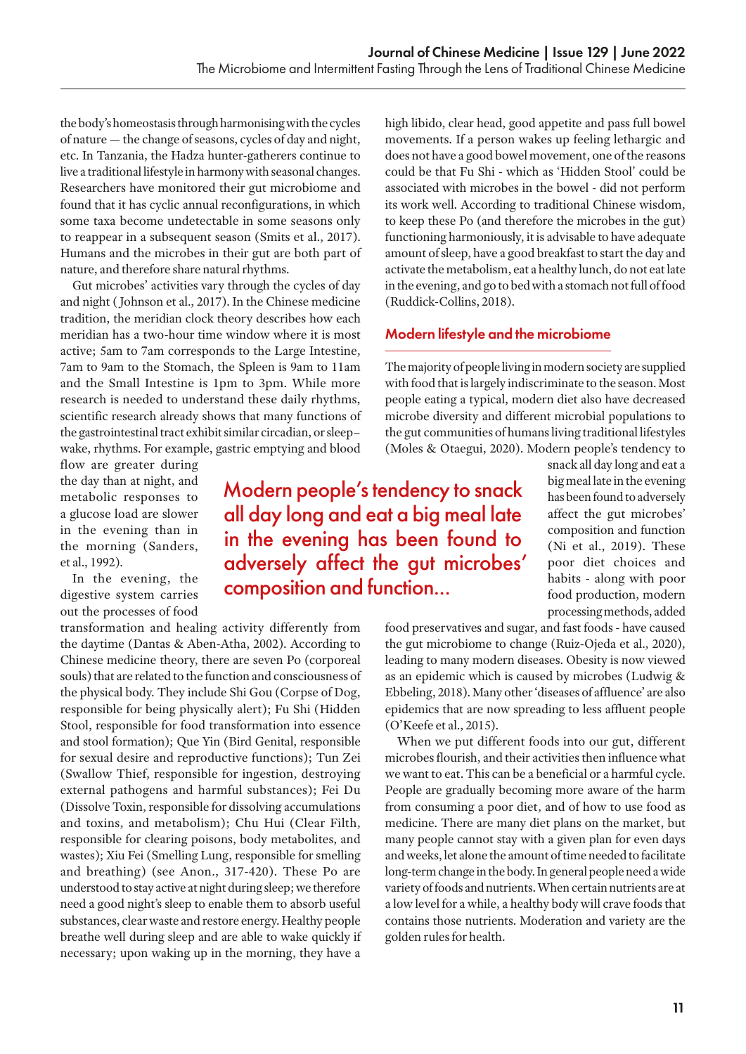the body's homeostasis through harmonising with the cycles of nature — the change of seasons, cycles of day and night, etc. In Tanzania, the Hadza hunter-gatherers continue to live a traditional lifestyle in harmony with seasonal changes. Researchers have monitored their gut microbiome and found that it has cyclic annual reconfigurations, in which some taxa become undetectable in some seasons only to reappear in a subsequent season (Smits et al., 2017). Humans and the microbes in their gut are both part of nature, and therefore share natural rhythms.

Gut microbes' activities vary through the cycles of day and night (Johnson et al., 2017). In the Chinese medicine tradition, the meridian clock theory describes how each meridian has a two-hour time window where it is most active; 5am to 7am corresponds to the Large Intestine, 7am to 9am to the Stomach, the Spleen is 9am to 11am and the Small Intestine is 1pm to 3pm. While more research is needed to understand these daily rhythms, scientific research already shows that many functions of the gastrointestinal tract exhibit similar circadian, or sleep–wake, rhythms. For example, gastric emptying and blood flow are greater during the day than at night, and metabolic responses to a glucose load are slower in the evening than in the morning (Sanders, et al., 1992).

In the evening, the digestive system carries out the processes of food transformation and healing activity differently from the daytime (Dantas & Aben-Atha, 2002). According to Chinese medicine theory, there are seven Po (corporeal souls) that are related to the function and consciousness of the physical body. They include Shi Gou (Corpse of Dog, responsible for being physically alert); Fu Shi (Hidden Stool, responsible for food transformation into essence and stool formation); Que Yin (Bird Genital, responsible for sexual desire and reproductive functions); Tun Zei (Swallow Thief, responsible for ingestion, destroying external pathogens and harmful substances); Fei Du (Dissolve Toxin, responsible for dissolving accumulations and toxins, and metabolism); Chu Hui (Clear Filth, responsible for clearing poisons, body metabolites, and wastes); Xiu Fei (Smelling Lung, responsible for smelling and breathing) (see Anon., 317-420). These Po are understood to stay active at night during sleep; we therefore need a good night's sleep to enable them to absorb useful substances, clear waste and restore energy. Healthy people breathe well during sleep and are able to wake quickly if necessary; upon waking up in the morning, they have a high libido, clear head, good appetite and pass full bowel movements. If a person wakes up feeling lethargic and does not have a good bowel movement, one of the reasons could be that Fu Shi - which as 'Hidden Stool' could be associated with microbes in the bowel - did not perform its work well. According to traditional Chinese wisdom, to keep these Po (and therefore the microbes in the gut) functioning harmoniously, it is advisable to have adequate amount of sleep, have a good breakfast to start the day and activate the metabolism, eat a healthy lunch, do not eat late in the evening, and go to bed with a stomach not full of food (Ruddick-Collins, 2018).

## Modern lifestyle and the microbiome

The majority of people living in modern society are supplied with food that is largely indiscriminate to the season. Most people eating a typical, modern diet also have decreased microbe diversity and different microbial populations to the gut communities of humans living traditional lifestyles (Moles & Otaegui, 2020). Modern people's tendency to snack all day long and eat a big meal late in the evening has been found to adversely affect the gut microbes' composition and function (Ni et al., 2019). These poor diet choices and habits - along with poor food production, modern processing methods, added food preservatives and sugar, and fast foods - have caused the gut microbiome to change (Ruiz-Ojeda et al., 2020), leading to many modern diseases. Obesity is now viewed as an epidemic which is caused by microbes (Ludwig & Ebbeling, 2018). Many other 'diseases of affluence' are also epidemics that are now spreading to less affluent people (O'Keefe et al., 2015).

> Modern people's tendency to snack all day long and eat a big meal late in the evening has been found to adversely affect the gut microbes' composition and function...

When we put different foods into our gut, different microbes flourish, and their activities then influence what we want to eat. This can be a beneficial or a harmful cycle. People are gradually becoming more aware of the harm from consuming a poor diet, and of how to use food as medicine. There are many diet plans on the market, but many people cannot stay with a given plan for even days and weeks, let alone the amount of time needed to facilitate long-term change in the body. In general people need a wide variety of foods and nutrients. When certain nutrients are at a low level for a while, a healthy body will crave foods that contains those nutrients. Moderation and variety are the golden rules for health.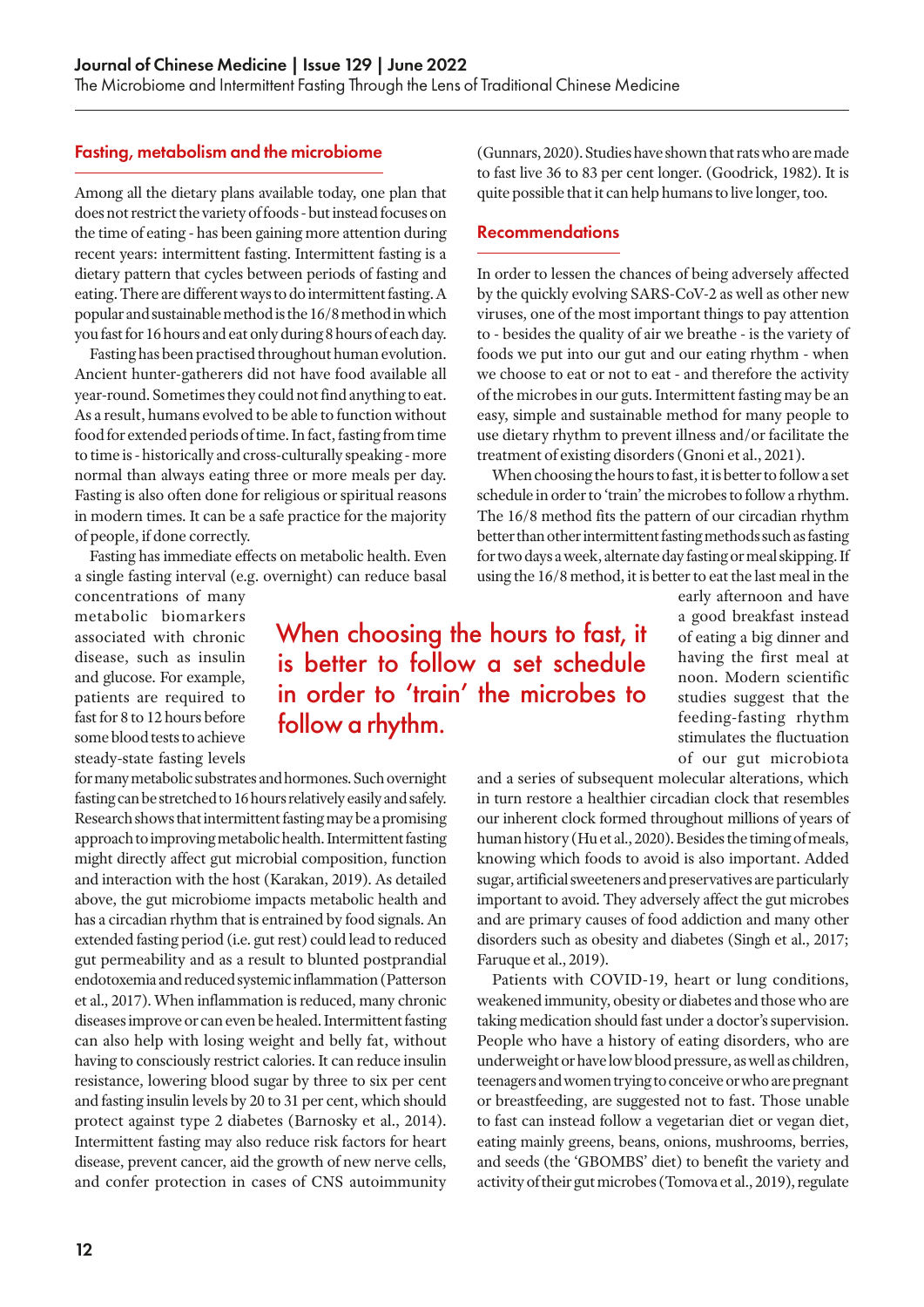## Fasting, metabolism and the microbiome

Among all the dietary plans available today, one plan that does not restrict the variety of foods - but instead focuses on the time of eating - has been gaining more attention during recent years: intermittent fasting. Intermittent fasting is a dietary pattern that cycles between periods of fasting and eating. There are different ways to do intermittent fasting. A popular and sustainable method is the 16/8 method in which you fast for 16 hours and eat only during 8 hours of each day.

Fasting has been practised throughout human evolution. Ancient hunter-gatherers did not have food available all year-round. Sometimes they could not find anything to eat. As a result, humans evolved to be able to function without food for extended periods of time. In fact, fasting from time to time is - historically and cross-culturally speaking - more normal than always eating three or more meals per day. Fasting is also often done for religious or spiritual reasons in modern times. It can be a safe practice for the majority of people, if done correctly.

Fasting has immediate effects on metabolic health. Even a single fasting interval (e.g. overnight) can reduce basal concentrations of many metabolic biomarkers associated with chronic disease, such as insulin and glucose. For example, patients are required to fast for 8 to 12 hours before some blood tests to achieve steady-state fasting levels for many metabolic substrates and hormones. Such overnight fasting can be stretched to 16 hours relatively easily and safely. Research shows that intermittent fasting may be a promising approach to improving metabolic health. Intermittent fasting might directly affect gut microbial composition, function and interaction with the host (Karakan, 2019). As detailed above, the gut microbiome impacts metabolic health and has a circadian rhythm that is entrained by food signals. An extended fasting period (i.e. gut rest) could lead to reduced gut permeability and as a result to blunted postprandial endotoxemia and reduced systemic inflammation (Patterson et al., 2017). When inflammation is reduced, many chronic diseases improve or can even be healed. Intermittent fasting can also help with losing weight and belly fat, without having to consciously restrict calories. It can reduce insulin resistance, lowering blood sugar by three to six per cent and fasting insulin levels by 20 to 31 per cent, which should protect against type 2 diabetes (Barnosky et al., 2014). Intermittent fasting may also reduce risk factors for heart disease, prevent cancer, aid the growth of new nerve cells, and confer protection in cases of CNS autoimmunity (Gunnars, 2020). Studies have shown that rats who are made to fast live 36 to 83 per cent longer. (Goodrick, 1982). It is quite possible that it can help humans to live longer, too.

## Recommendations

In order to lessen the chances of being adversely affected by the quickly evolving SARS-CoV-2 as well as other new viruses, one of the most important things to pay attention to - besides the quality of air we breathe - is the variety of foods we put into our gut and our eating rhythm - when we choose to eat or not to eat - and therefore the activity of the microbes in our guts. Intermittent fasting may be an easy, simple and sustainable method for many people to use dietary rhythm to prevent illness and/or facilitate the treatment of existing disorders (Gnoni et al., 2021).

When choosing the hours to fast, it is better to follow a set schedule in order to 'train' the microbes to follow a rhythm. The 16/8 method fits the pattern of our circadian rhythm better than other intermittent fasting methods such as fasting for two days a week, alternate day fasting or meal skipping. If using the 16/8 method, it is better to eat the last meal in the early afternoon and have a good breakfast instead of eating a big dinner and having the first meal at noon. Modern scientific studies suggest that the feeding-fasting rhythm stimulates the fluctuation of our gut microbiota and a series of subsequent molecular alterations, which in turn restore a healthier circadian clock that resembles our inherent clock formed throughout millions of years of human history (Hu et al., 2020). Besides the timing of meals, knowing which foods to avoid is also important. Added sugar, artificial sweeteners and preservatives are particularly important to avoid. They adversely affect the gut microbes and are primary causes of food addiction and many other disorders such as obesity and diabetes (Singh et al., 2017; Faruque et al., 2019).

> When choosing the hours to fast, it is better to follow a set schedule in order to 'train' the microbes to follow a rhythm.

Patients with COVID-19, heart or lung conditions, weakened immunity, obesity or diabetes and those who are taking medication should fast under a doctor's supervision. People who have a history of eating disorders, who are underweight or have low blood pressure, as well as children, teenagers and women trying to conceive or who are pregnant or breastfeeding, are suggested not to fast. Those unable to fast can instead follow a vegetarian diet or vegan diet, eating mainly greens, beans, onions, mushrooms, berries, and seeds (the 'GBOMBS' diet) to benefit the variety and activity of their gut microbes (Tomova et al., 2019), regulate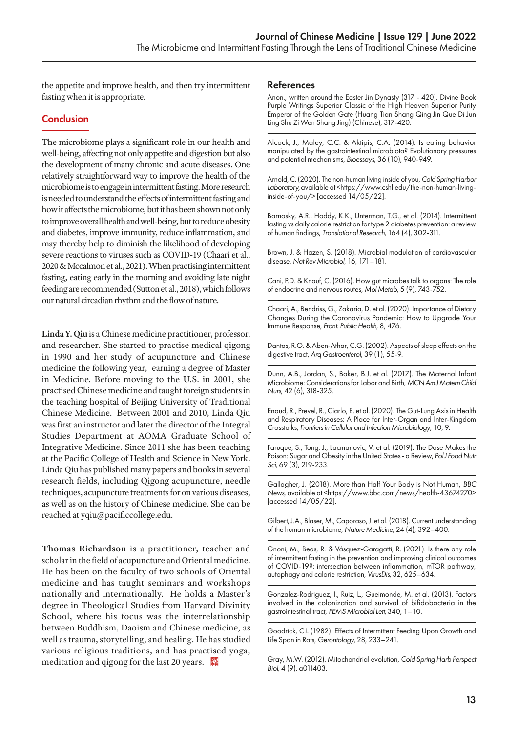the appetite and improve health, and then try intermittent fasting when it is appropriate.

## Conclusion

The microbiome plays a significant role in our health and well-being, affecting not only appetite and digestion but also the development of many chronic and acute diseases. One relatively straightforward way to improve the health of the microbiome is to engage in intermittent fasting. More research is needed to understand the effects of intermittent fasting and how it affects the microbiome, but it has been shown not only to improve overall health and well-being, but to reduce obesity and diabetes, improve immunity, reduce inflammation, and may thereby help to diminish the likelihood of developing severe reactions to viruses such as COVID-19 (Chaari et al., 2020 & Mccalmon et al., 2021). When practising intermittent fasting, eating early in the morning and avoiding late night feeding are recommended (Sutton et al., 2018), which follows our natural circadian rhythm and the flow of nature.

---

**Linda Y. Qiu** is a Chinese medicine practitioner, professor, and researcher. She started to practise medical qigong in 1990 and her study of acupuncture and Chinese medicine the following year, earning a degree of Master in Medicine. Before moving to the U.S. in 2001, she practised Chinese medicine and taught foreign students in the teaching hospital of Beijing University of Traditional Chinese Medicine. Between 2001 and 2010, Linda Qiu was first an instructor and later the director of the Integral Studies Department at AOMA Graduate School of Integrative Medicine. Since 2011 she has been teaching at the Pacific College of Health and Science in New York. Linda Qiu has published many papers and books in several research fields, including Qigong acupuncture, needle techniques, acupuncture treatments for on various diseases, as well as on the history of Chinese medicine. She can be reached at yqiu@pacificcollege.edu.

---

**Thomas Richardson** is a practitioner, teacher and scholar in the field of acupuncture and Oriental medicine. He has been on the faculty of two schools of Oriental medicine and has taught seminars and workshops nationally and internationally. He holds a Master's degree in Theological Studies from Harvard Divinity School, where his focus was the interrelationship between Buddhism, Daoism and Chinese medicine, as well as trauma, storytelling, and healing. He has studied various religious traditions, and has practised yoga, meditation and qigong for the last 20 years.

## References

Anon., written around the Easter Jin Dynasty (317 - 420). Divine Book Purple Writings Superior Classic of the High Heaven Superior Purity Emperor of the Golden Gate (Huang Tian Shang Qing Jin Que Di Jun Ling Shu Zi Wen Shang Jing) (Chinese), 317-420.

Alcock, J., Maley, C.C. & Aktipis, C.A. (2014). Is eating behavior manipulated by the gastrointestinal microbiota? Evolutionary pressures and potential mechanisms, *Bioessays*, 36 (10), 940-949.

Arnold, C. (2020). The non-human living inside of you, *Cold Spring Harbor Laboratory*, available at <https://www.cshl.edu/the-non-human-living-inside-of-you/> [accessed 14/05/22].

Barnosky, A.R., Hoddy, K.K., Unterman, T.G., et al. (2014). Intermittent fasting vs daily calorie restriction for type 2 diabetes prevention: a review of human findings, *Translational Research*, 164 (4), 302-311.

Brown, J. & Hazen, S. (2018). Microbial modulation of cardiovascular disease, *Nat Rev Microbiol*, 16, 171–181.

Cani, P.D. & Knauf, C. (2016). How gut microbes talk to organs: The role of endocrine and nervous routes, *Mol Metab*, 5 (9), 743-752.

Chaari, A., Bendriss, G., Zakaria, D. et al. (2020). Importance of Dietary Changes During the Coronavirus Pandemic: How to Upgrade Your Immune Response, *Front. Public Health*, 8, 476.

Dantas, R.O. & Aben-Athar, C.G. (2002). Aspects of sleep effects on the digestive tract, *Arq Gastroenterol*, 39 (1), 55-9.

Dunn, A.B., Jordan, S., Baker, B.J. et al. (2017). The Maternal Infant Microbiome: Considerations for Labor and Birth, *MCN Am J Matern Child Nurs*, 42 (6), 318-325.

Enaud, R., Prevel, R., Ciarlo, E. et al. (2020). The Gut-Lung Axis in Health and Respiratory Diseases: A Place for Inter-Organ and Inter-Kingdom Crosstalks, *Frontiers in Cellular and Infection Microbiology*, 10, 9.

Faruque, S., Tong, J., Lacmanovic, V. et al. (2019). The Dose Makes the Poison: Sugar and Obesity in the United States - a Review, *Pol J Food Nutr Sci*, 69 (3), 219-233.

Gallagher, J. (2018). More than Half Your Body is Not Human, *BBC News*, available at <https://www.bbc.com/news/health-43674270> [accessed 14/05/22].

Gilbert, J.A., Blaser, M., Caporaso, J. et al. (2018). Current understanding of the human microbiome, *Nature Medicine*, 24 (4), 392–400.

Gnoni, M., Beas, R. & Vásquez-Garagatti, R. (2021). Is there any role of intermittent fasting in the prevention and improving clinical outcomes of COVID-19?: intersection between inflammation, mTOR pathway, autophagy and calorie restriction, *VirusDis*, 32, 625–634.

Gonzalez-Rodriguez, I., Ruiz, L., Gueimonde, M. et al. (2013). Factors involved in the colonization and survival of bifidobacteria in the gastrointestinal tract, *FEMS Microbiol Lett*, 340, 1–10.

Goodrick, C.L (1982). Effects of Intermittent Feeding Upon Growth and Life Span in Rats, *Gerontology*, 28, 233–241.

Gray, M.W. (2012). Mitochondrial evolution, *Cold Spring Harb Perspect Biol*, 4 (9), a011403.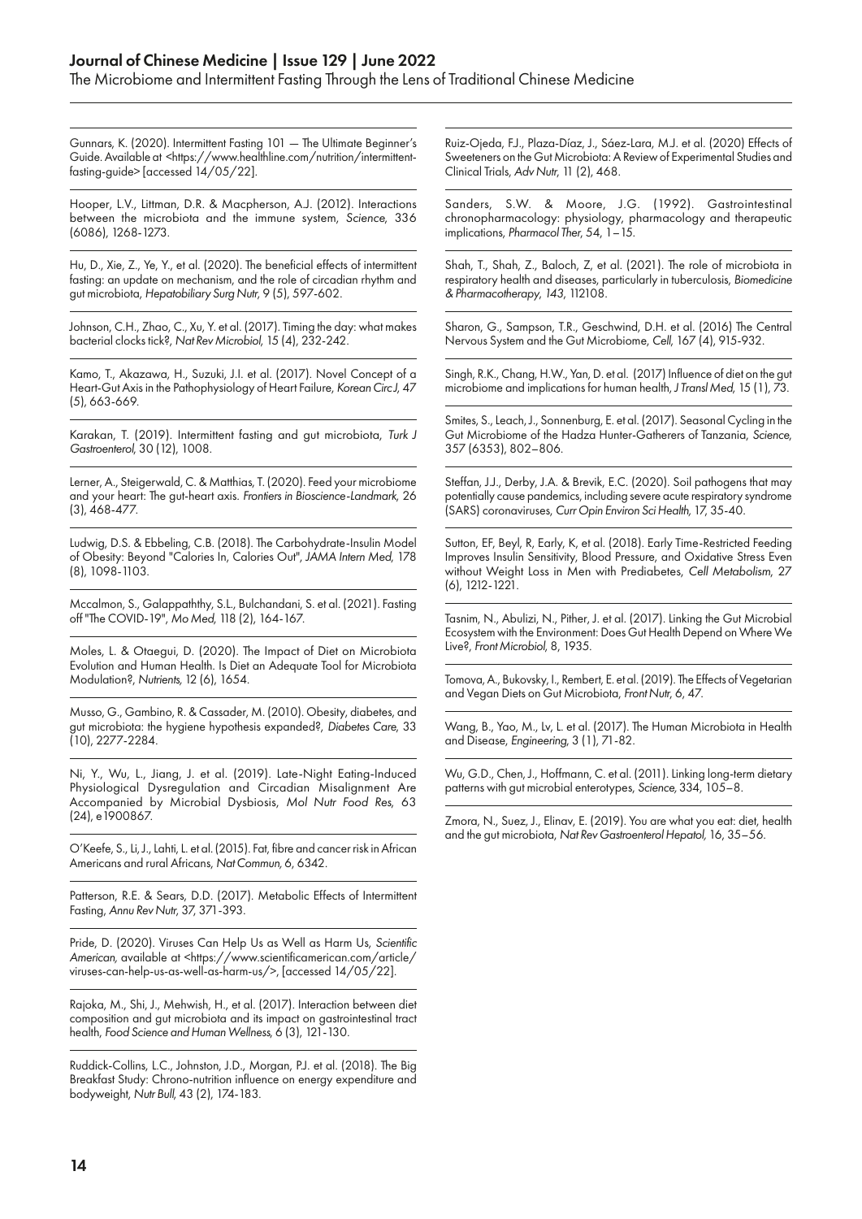Gunnars, K. (2020). Intermittent Fasting 101 — The Ultimate Beginner's Guide. Available at <https://www.healthline.com/nutrition/intermittent-fasting-guide> [accessed 14/05/22].

Hooper, L.V., Littman, D.R. & Macpherson, A.J. (2012). Interactions between the microbiota and the immune system, *Science*, 336 (6086), 1268-1273.

Hu, D., Xie, Z., Ye, Y., et al. (2020). The beneficial effects of intermittent fasting: an update on mechanism, and the role of circadian rhythm and gut microbiota, *Hepatobiliary Surg Nutr*, 9 (5), 597-602.

Johnson, C.H., Zhao, C., Xu, Y. et al. (2017). Timing the day: what makes bacterial clocks tick?, *Nat Rev Microbiol*, 15 (4), 232-242.

Kamo, T., Akazawa, H., Suzuki, J.I. et al. (2017). Novel Concept of a Heart-Gut Axis in the Pathophysiology of Heart Failure, *Korean Circ J*, 47 (5), 663-669.

Karakan, T. (2019). Intermittent fasting and gut microbiota, *Turk J Gastroenterol*, 30 (12), 1008.

Lerner, A., Steigerwald, C. & Matthias, T. (2020). Feed your microbiome and your heart: The gut-heart axis. *Frontiers in Bioscience-Landmark*, 26 (3), 468-477.

Ludwig, D.S. & Ebbeling, C.B. (2018). The Carbohydrate-Insulin Model of Obesity: Beyond "Calories In, Calories Out", *JAMA Intern Med*, 178 (8), 1098-1103.

Mccalmon, S., Galappaththy, S.L., Bulchandani, S. et al. (2021). Fasting off "The COVID-19", *Mo Med*, 118 (2), 164-167.

Moles, L. & Otaegui, D. (2020). The Impact of Diet on Microbiota Evolution and Human Health. Is Diet an Adequate Tool for Microbiota Modulation?, *Nutrients*, 12 (6), 1654.

Musso, G., Gambino, R. & Cassader, M. (2010). Obesity, diabetes, and gut microbiota: the hygiene hypothesis expanded?, *Diabetes Care*, 33 (10), 2277-2284.

Ni, Y., Wu, L., Jiang, J. et al. (2019). Late-Night Eating-Induced Physiological Dysregulation and Circadian Misalignment Are Accompanied by Microbial Dysbiosis, *Mol Nutr Food Res*, 63 (24), e1900867.

O'Keefe, S., Li, J., Lahti, L. et al. (2015). Fat, fibre and cancer risk in African Americans and rural Africans, *Nat Commun*, 6, 6342.

Patterson, R.E. & Sears, D.D. (2017). Metabolic Effects of Intermittent Fasting, *Annu Rev Nutr*, 37, 371-393.

Pride, D. (2020). Viruses Can Help Us as Well as Harm Us, *Scientific American*, available at <https://www.scientificamerican.com/article/viruses-can-help-us-as-well-as-harm-us/>, [accessed 14/05/22].

Rajoka, M., Shi, J., Mehwish, H., et al. (2017). Interaction between diet composition and gut microbiota and its impact on gastrointestinal tract health, *Food Science and Human Wellness*, 6 (3), 121-130.

Ruddick-Collins, L.C., Johnston, J.D., Morgan, P.J. et al. (2018). The Big Breakfast Study: Chrono-nutrition influence on energy expenditure and bodyweight, *Nutr Bull*, 43 (2), 174-183.

Ruiz-Ojeda, F.J., Plaza-Díaz, J., Sáez-Lara, M.J. et al. (2020) Effects of Sweeteners on the Gut Microbiota: A Review of Experimental Studies and Clinical Trials, *Adv Nutr*, 11 (2), 468.

Sanders, S.W. & Moore, J.G. (1992). Gastrointestinal chronopharmacology: physiology, pharmacology and therapeutic implications, *Pharmacol Ther*, 54, 1–15.

Shah, T., Shah, Z., Baloch, Z, et al. (2021). The role of microbiota in respiratory health and diseases, particularly in tuberculosis, *Biomedicine & Pharmacotherapy*, 143, 112108.

Sharon, G., Sampson, T.R., Geschwind, D.H. et al. (2016) The Central Nervous System and the Gut Microbiome, *Cell*, 167 (4), 915-932.

Singh, R.K., Chang, H.W., Yan, D. et al. (2017) Influence of diet on the gut microbiome and implications for human health, *J Transl Med*, 15 (1), 73.

Smites, S., Leach, J., Sonnenburg, E. et al. (2017). Seasonal Cycling in the Gut Microbiome of the Hadza Hunter-Gatherers of Tanzania, *Science*, 357 (6353), 802–806.

Steffan, J.J., Derby, J.A. & Brevik, E.C. (2020). Soil pathogens that may potentially cause pandemics, including severe acute respiratory syndrome (SARS) coronaviruses, *Curr Opin Environ Sci Health*, 17, 35-40.

Sutton, EF, Beyl, R, Early, K, et al. (2018). Early Time-Restricted Feeding Improves Insulin Sensitivity, Blood Pressure, and Oxidative Stress Even without Weight Loss in Men with Prediabetes, *Cell Metabolism*, 27 (6), 1212-1221.

Tasnim, N., Abulizi, N., Pither, J. et al. (2017). Linking the Gut Microbial Ecosystem with the Environment: Does Gut Health Depend on Where We Live?, *Front Microbiol*, 8, 1935.

Tomova, A., Bukovsky, I., Rembert, E. et al. (2019). The Effects of Vegetarian and Vegan Diets on Gut Microbiota, *Front Nutr*, 6, 47.

Wang, B., Yao, M., Lv, L. et al. (2017). The Human Microbiota in Health and Disease, *Engineering*, 3 (1), 71-82.

Wu, G.D., Chen, J., Hoffmann, C. et al. (2011). Linking long-term dietary patterns with gut microbial enterotypes, *Science*, 334, 105–8.

Zmora, N., Suez, J., Elinav, E. (2019). You are what you eat: diet, health and the gut microbiota, *Nat Rev Gastroenterol Hepatol*, 16, 35–56.